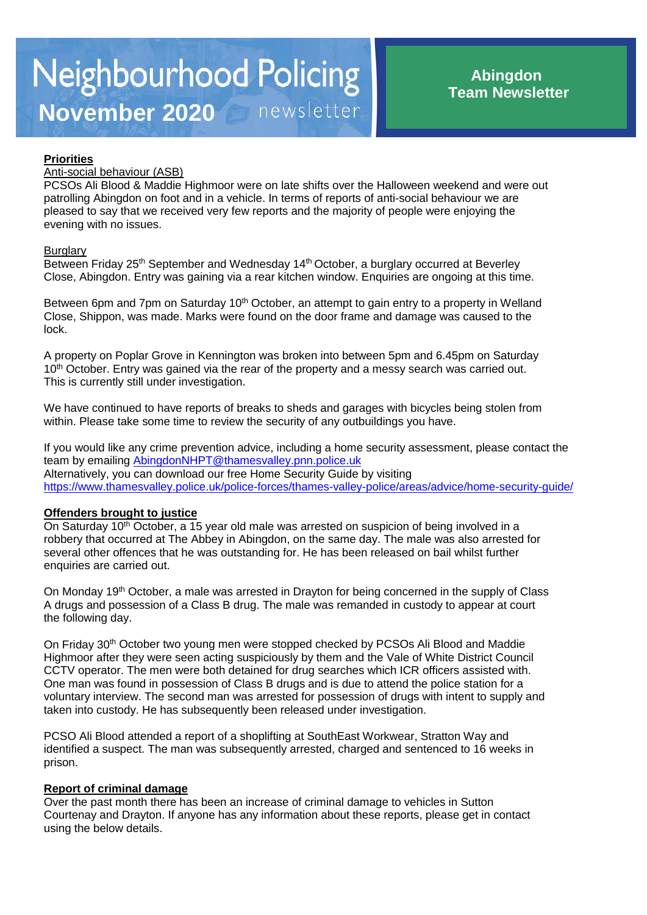# Neighbourhood Policing newsletter

## November 2020

**Abingdon Team Newsletter**

## Priorities

### Anti-social behaviour (ASB)

PCSOs Ali Blood & Maddie Highmoor were on late shifts over the Halloween weekend and were out patrolling Abingdon on foot and in a vehicle. In terms of reports of anti-social behaviour we are pleased to say that we received very few reports and the majority of people were enjoying the evening with no issues.

### Burglary

Between Friday 25th September and Wednesday 14th October, a burglary occurred at Beverley Close, Abingdon. Entry was gaining via a rear kitchen window. Enquiries are ongoing at this time.

Between 6pm and 7pm on Saturday 10th October, an attempt to gain entry to a property in Welland Close, Shippon, was made. Marks were found on the door frame and damage was caused to the lock.

A property on Poplar Grove in Kennington was broken into between 5pm and 6.45pm on Saturday 10th October. Entry was gained via the rear of the property and a messy search was carried out. This is currently still under investigation.

We have continued to have reports of breaks to sheds and garages with bicycles being stolen from within. Please take some time to review the security of any outbuildings you have.

If you would like any crime prevention advice, including a home security assessment, please contact the team by emailing AbingdonNHPT@thamesvalley.pnn.police.uk
Alternatively, you can download our free Home Security Guide by visiting
https://www.thamesvalley.police.uk/police-forces/thames-valley-police/areas/advice/home-security-guide/

## Offenders brought to justice

On Saturday 10th October, a 15 year old male was arrested on suspicion of being involved in a robbery that occurred at The Abbey in Abingdon, on the same day. The male was also arrested for several other offences that he was outstanding for. He has been released on bail whilst further enquiries are carried out.

On Monday 19th October, a male was arrested in Drayton for being concerned in the supply of Class A drugs and possession of a Class B drug. The male was remanded in custody to appear at court the following day.

On Friday 30th October two young men were stopped checked by PCSOs Ali Blood and Maddie Highmoor after they were seen acting suspiciously by them and the Vale of White District Council CCTV operator. The men were both detained for drug searches which ICR officers assisted with. One man was found in possession of Class B drugs and is due to attend the police station for a voluntary interview. The second man was arrested for possession of drugs with intent to supply and taken into custody. He has subsequently been released under investigation.

PCSO Ali Blood attended a report of a shoplifting at SouthEast Workwear, Stratton Way and identified a suspect. The man was subsequently arrested, charged and sentenced to 16 weeks in prison.

## Report of criminal damage

Over the past month there has been an increase of criminal damage to vehicles in Sutton Courtenay and Drayton. If anyone has any information about these reports, please get in contact using the below details.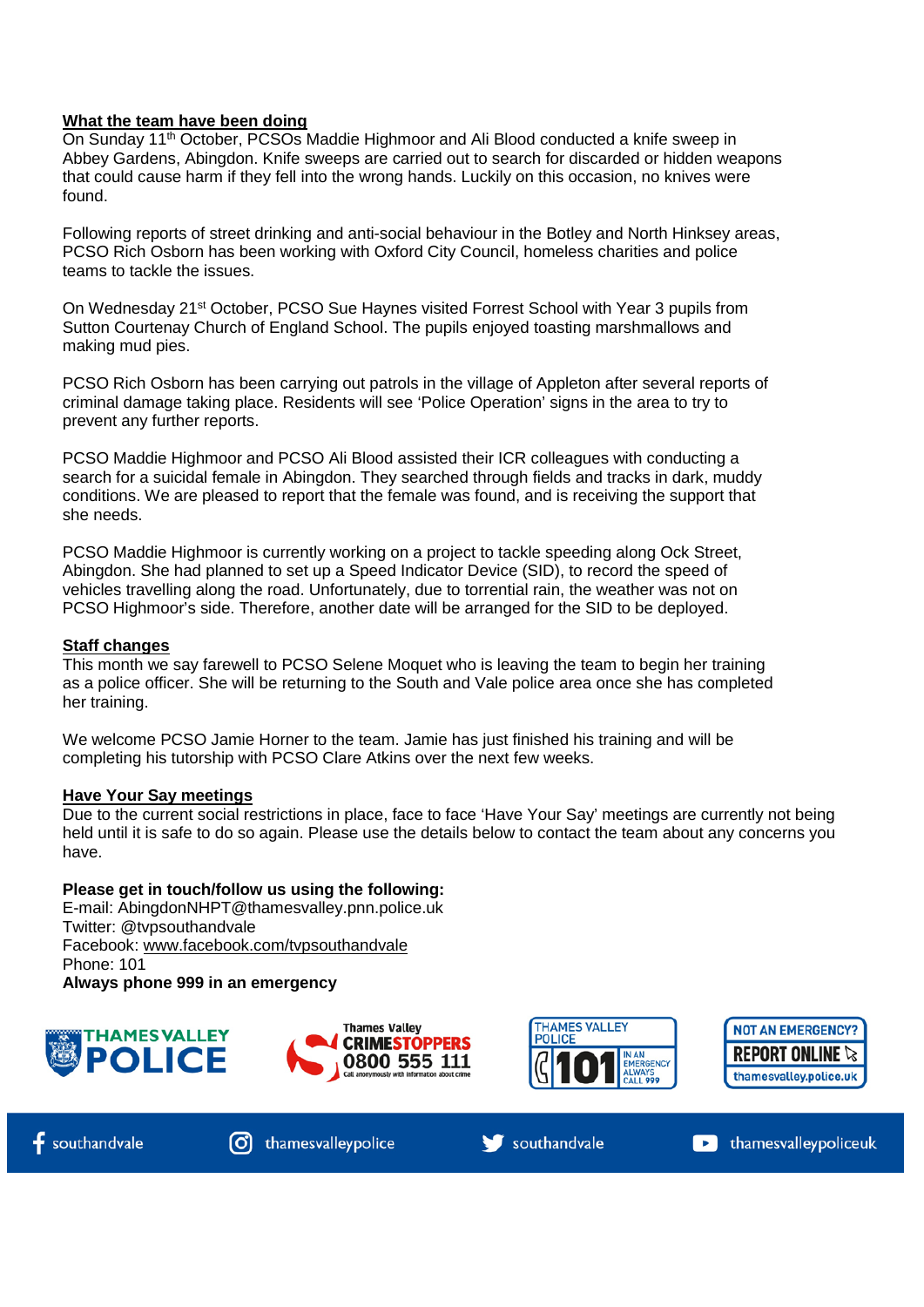**What the team have been doing**

On Sunday 11th October, PCSOs Maddie Highmoor and Ali Blood conducted a knife sweep in Abbey Gardens, Abingdon. Knife sweeps are carried out to search for discarded or hidden weapons that could cause harm if they fell into the wrong hands. Luckily on this occasion, no knives were found.

Following reports of street drinking and anti-social behaviour in the Botley and North Hinksey areas, PCSO Rich Osborn has been working with Oxford City Council, homeless charities and police teams to tackle the issues.

On Wednesday 21st October, PCSO Sue Haynes visited Forrest School with Year 3 pupils from Sutton Courtenay Church of England School. The pupils enjoyed toasting marshmallows and making mud pies.

PCSO Rich Osborn has been carrying out patrols in the village of Appleton after several reports of criminal damage taking place. Residents will see 'Police Operation' signs in the area to try to prevent any further reports.

PCSO Maddie Highmoor and PCSO Ali Blood assisted their ICR colleagues with conducting a search for a suicidal female in Abingdon. They searched through fields and tracks in dark, muddy conditions. We are pleased to report that the female was found, and is receiving the support that she needs.

PCSO Maddie Highmoor is currently working on a project to tackle speeding along Ock Street, Abingdon. She had planned to set up a Speed Indicator Device (SID), to record the speed of vehicles travelling along the road. Unfortunately, due to torrential rain, the weather was not on PCSO Highmoor's side. Therefore, another date will be arranged for the SID to be deployed.

**Staff changes**

This month we say farewell to PCSO Selene Moquet who is leaving the team to begin her training as a police officer. She will be returning to the South and Vale police area once she has completed her training.

We welcome PCSO Jamie Horner to the team. Jamie has just finished his training and will be completing his tutorship with PCSO Clare Atkins over the next few weeks.

**Have Your Say meetings**

Due to the current social restrictions in place, face to face 'Have Your Say' meetings are currently not being held until it is safe to do so again. Please use the details below to contact the team about any concerns you have.

**Please get in touch/follow us using the following:**
E-mail: AbingdonNHPT@thamesvalley.pnn.police.uk
Twitter: @tvpsouthandvale
Facebook: www.facebook.com/tvpsouthandvale
Phone: 101
**Always phone 999 in an emergency**

THAMES VALLEY POLICE

Thames Valley CRIMESTOPPERS 0800 555 111 Call anonymously with information about crime

THAMES VALLEY POLICE 101 IN AN EMERGENCY ALWAYS CALL 999

NOT AN EMERGENCY? REPORT ONLINE thamesvalley.police.uk

southandvale thamesvalleypolice southandvale thamesvalleypoliceuk